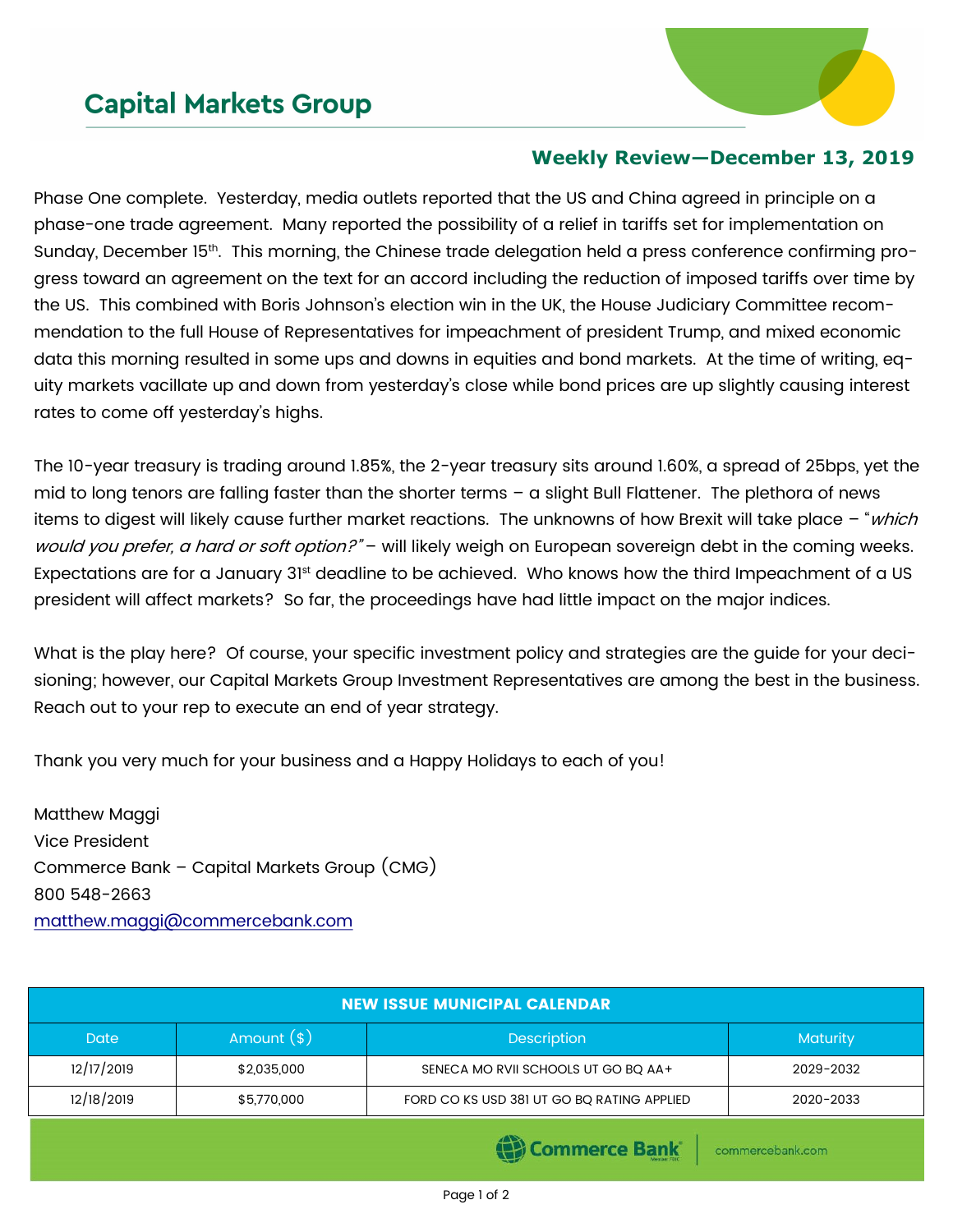# Capital Markets Group

## Weekly Review—December 13, 2019

Phase One complete. Yesterday, media outlets reported that the US and China agreed in principle on a phase-one trade agreement. Many reported the possibility of a relief in tariffs set for implementation on Sunday, December 15th. This morning, the Chinese trade delegation held a press conference confirming progress toward an agreement on the text for an accord including the reduction of imposed tariffs over time by the US. This combined with Boris Johnson's election win in the UK, the House Judiciary Committee recommendation to the full House of Representatives for impeachment of president Trump, and mixed economic data this morning resulted in some ups and downs in equities and bond markets. At the time of writing, equity markets vacillate up and down from yesterday's close while bond prices are up slightly causing interest rates to come off yesterday's highs.

The 10-year treasury is trading around 1.85%, the 2-year treasury sits around 1.60%, a spread of 25bps, yet the mid to long tenors are falling faster than the shorter terms – a slight Bull Flattener. The plethora of news items to digest will likely cause further market reactions. The unknowns of how Brexit will take place – "*which would you prefer, a hard or soft option?"* – will likely weigh on European sovereign debt in the coming weeks. Expectations are for a January 31st deadline to be achieved. Who knows how the third Impeachment of a US president will affect markets? So far, the proceedings have had little impact on the major indices.

What is the play here? Of course, your specific investment policy and strategies are the guide for your decisioning; however, our Capital Markets Group Investment Representatives are among the best in the business. Reach out to your rep to execute an end of year strategy.

Thank you very much for your business and a Happy Holidays to each of you!

Matthew Maggi
Vice President
Commerce Bank – Capital Markets Group (CMG)
800 548-2663
matthew.maggi@commercebank.com

| NEW ISSUE MUNICIPAL CALENDAR | | | |
|---|---|---|---|
| Date | Amount ($) | Description | Maturity |
| 12/17/2019 | $2,035,000 | SENECA MO RVII SCHOOLS UT GO BQ AA+ | 2029-2032 |
| 12/18/2019 | $5,770,000 | FORD CO KS USD 381 UT GO BQ RATING APPLIED | 2020-2033 |

Commerce Bank | commercebank.com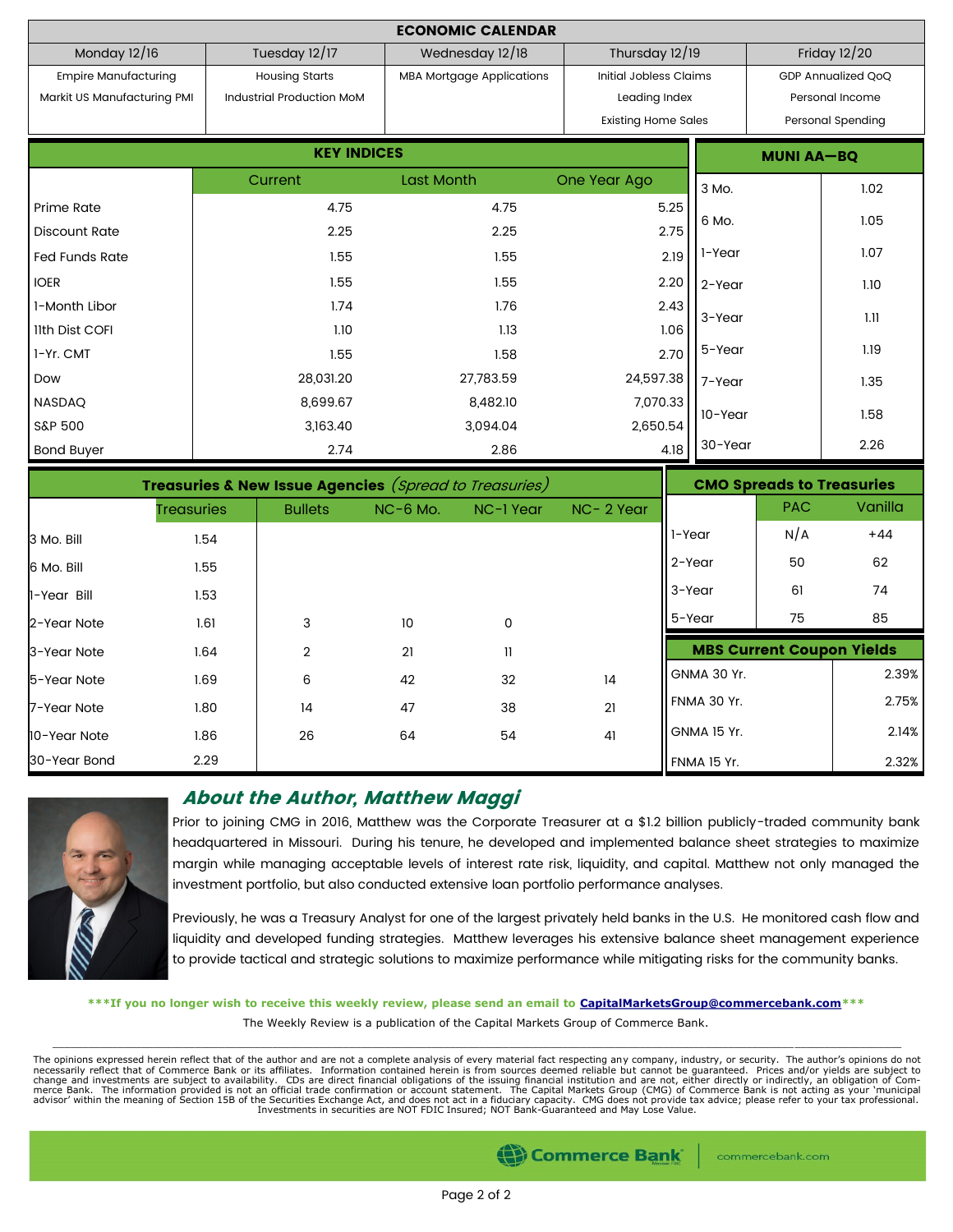## ECONOMIC CALENDAR

| Monday 12/16 | Tuesday 12/17 | Wednesday 12/18 | Thursday 12/19 | Friday 12/20 |
|---|---|---|---|---|
| Empire Manufacturing | Housing Starts | MBA Mortgage Applications | Initial Jobless Claims | GDP Annualized QoQ |
| Markit US Manufacturing PMI | Industrial Production MoM | | Leading Index | Personal Income |
| | | | Existing Home Sales | Personal Spending |

## KEY INDICES

| | Current | Last Month | One Year Ago |
|---|---|---|---|
| Prime Rate | 4.75 | 4.75 | 5.25 |
| Discount Rate | 2.25 | 2.25 | 2.75 |
| Fed Funds Rate | 1.55 | 1.55 | 2.19 |
| IOER | 1.55 | 1.55 | 2.20 |
| 1-Month Libor | 1.74 | 1.76 | 2.43 |
| 11th Dist COFI | 1.10 | 1.13 | 1.06 |
| 1-Yr. CMT | 1.55 | 1.58 | 2.70 |
| Dow | 28,031.20 | 27,783.59 | 24,597.38 |
| NASDAQ | 8,699.67 | 8,482.10 | 7,070.33 |
| S&P 500 | 3,163.40 | 3,094.04 | 2,650.54 |
| Bond Buyer | 2.74 | 2.86 | 4.18 |

## MUNI AA—BQ

| | |
|---|---|
| 3 Mo. | 1.02 |
| 6 Mo. | 1.05 |
| 1-Year | 1.07 |
| 2-Year | 1.10 |
| 3-Year | 1.11 |
| 5-Year | 1.19 |
| 7-Year | 1.35 |
| 10-Year | 1.58 |
| 30-Year | 2.26 |

## Treasuries & New Issue Agencies *(Spread to Treasuries)*

| | Treasuries | Bullets | NC-6 Mo. | NC-1 Year | NC- 2 Year |
|---|---|---|---|---|---|
| 3 Mo. Bill | 1.54 | | | | |
| 6 Mo. Bill | 1.55 | | | | |
| 1-Year Bill | 1.53 | | | | |
| 2-Year Note | 1.61 | 3 | 10 | 0 | |
| 3-Year Note | 1.64 | 2 | 21 | 11 | |
| 5-Year Note | 1.69 | 6 | 42 | 32 | 14 |
| 7-Year Note | 1.80 | 14 | 47 | 38 | 21 |
| 10-Year Note | 1.86 | 26 | 64 | 54 | 41 |
| 30-Year Bond | 2.29 | | | | |

## CMO Spreads to Treasuries

| | PAC | Vanilla |
|---|---|---|
| 1-Year | N/A | +44 |
| 2-Year | 50 | 62 |
| 3-Year | 61 | 74 |
| 5-Year | 75 | 85 |

## MBS Current Coupon Yields

| | |
|---|---|
| GNMA 30 Yr. | 2.39% |
| FNMA 30 Yr. | 2.75% |
| GNMA 15 Yr. | 2.14% |
| FNMA 15 Yr. | 2.32% |

## *About the Author, Matthew Maggi*

Prior to joining CMG in 2016, Matthew was the Corporate Treasurer at a $1.2 billion publicly-traded community bank headquartered in Missouri. During his tenure, he developed and implemented balance sheet strategies to maximize margin while managing acceptable levels of interest rate risk, liquidity, and capital. Matthew not only managed the investment portfolio, but also conducted extensive loan portfolio performance analyses.

Previously, he was a Treasury Analyst for one of the largest privately held banks in the U.S. He monitored cash flow and liquidity and developed funding strategies. Matthew leverages his extensive balance sheet management experience to provide tactical and strategic solutions to maximize performance while mitigating risks for the community banks.

**\*\*\*If you no longer wish to receive this weekly review, please send an email to CapitalMarketsGroup@commercebank.com\*\*\***

The Weekly Review is a publication of the Capital Markets Group of Commerce Bank.

The opinions expressed herein reflect that of the author and are not a complete analysis of every material fact respecting any company, industry, or security. The author's opinions do not necessarily reflect that of Commerce Bank or its affiliates. Information contained herein is from sources deemed reliable but cannot be guaranteed. Prices and/or yields are subject to change and investments are subject to availability. CDs are direct financial obligations of the issuing financial institution and are not, either directly or indirectly, an obligation of Commerce Bank. The information provided is not an official trade confirmation or account statement. The Capital Markets Group (CMG) of Commerce Bank is not acting as your 'municipal advisor' within the meaning of Section 15B of the Securities Exchange Act, and does not act in a fiduciary capacity. CMG does not provide tax advice; please refer to your tax professional. Investments in securities are NOT FDIC Insured; NOT Bank-Guaranteed and May Lose Value.

Commerce Bank | commercebank.com